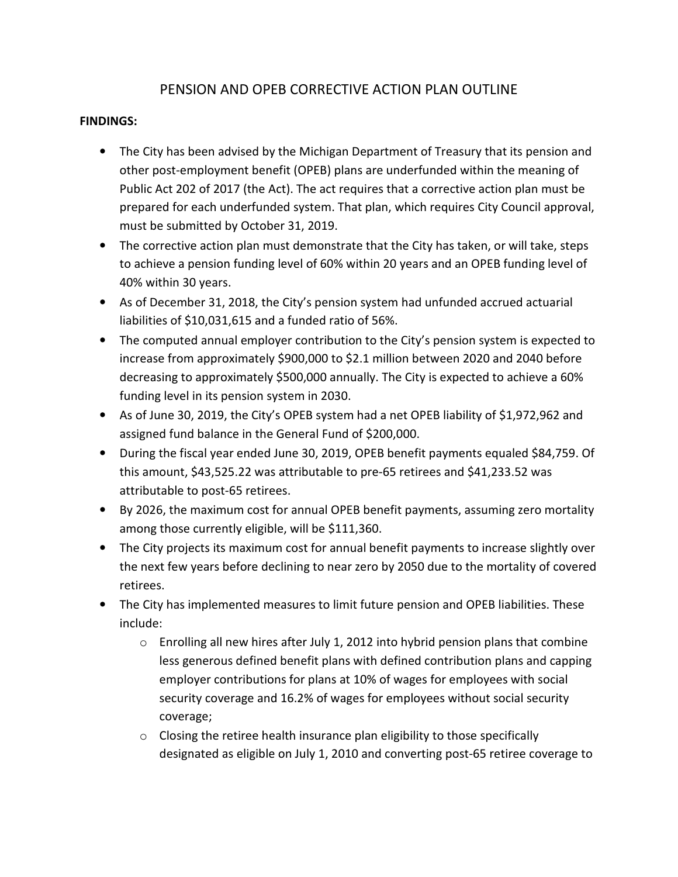# PENSION AND OPEB CORRECTIVE ACTION PLAN OUTLINE

**FINDINGS:**

- The City has been advised by the Michigan Department of Treasury that its pension and other post-employment benefit (OPEB) plans are underfunded within the meaning of Public Act 202 of 2017 (the Act). The act requires that a corrective action plan must be prepared for each underfunded system. That plan, which requires City Council approval, must be submitted by October 31, 2019.
- The corrective action plan must demonstrate that the City has taken, or will take, steps to achieve a pension funding level of 60% within 20 years and an OPEB funding level of 40% within 30 years.
- As of December 31, 2018, the City's pension system had unfunded accrued actuarial liabilities of $10,031,615 and a funded ratio of 56%.
- The computed annual employer contribution to the City's pension system is expected to increase from approximately $900,000 to $2.1 million between 2020 and 2040 before decreasing to approximately $500,000 annually. The City is expected to achieve a 60% funding level in its pension system in 2030.
- As of June 30, 2019, the City's OPEB system had a net OPEB liability of $1,972,962 and assigned fund balance in the General Fund of $200,000.
- During the fiscal year ended June 30, 2019, OPEB benefit payments equaled $84,759. Of this amount, $43,525.22 was attributable to pre-65 retirees and $41,233.52 was attributable to post-65 retirees.
- By 2026, the maximum cost for annual OPEB benefit payments, assuming zero mortality among those currently eligible, will be $111,360.
- The City projects its maximum cost for annual benefit payments to increase slightly over the next few years before declining to near zero by 2050 due to the mortality of covered retirees.
- The City has implemented measures to limit future pension and OPEB liabilities. These include:
  - Enrolling all new hires after July 1, 2012 into hybrid pension plans that combine less generous defined benefit plans with defined contribution plans and capping employer contributions for plans at 10% of wages for employees with social security coverage and 16.2% of wages for employees without social security coverage;
  - Closing the retiree health insurance plan eligibility to those specifically designated as eligible on July 1, 2010 and converting post-65 retiree coverage to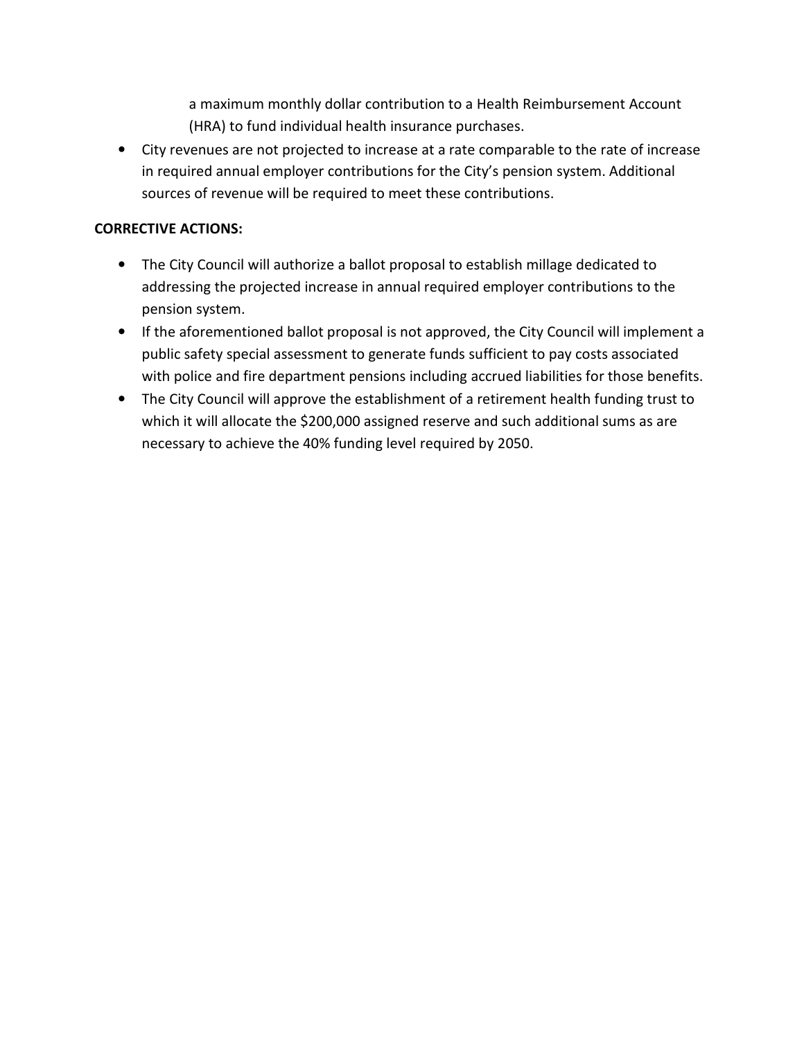a maximum monthly dollar contribution to a Health Reimbursement Account (HRA) to fund individual health insurance purchases.

- City revenues are not projected to increase at a rate comparable to the rate of increase in required annual employer contributions for the City's pension system. Additional sources of revenue will be required to meet these contributions.

**CORRECTIVE ACTIONS:**

- The City Council will authorize a ballot proposal to establish millage dedicated to addressing the projected increase in annual required employer contributions to the pension system.
- If the aforementioned ballot proposal is not approved, the City Council will implement a public safety special assessment to generate funds sufficient to pay costs associated with police and fire department pensions including accrued liabilities for those benefits.
- The City Council will approve the establishment of a retirement health funding trust to which it will allocate the $200,000 assigned reserve and such additional sums as are necessary to achieve the 40% funding level required by 2050.